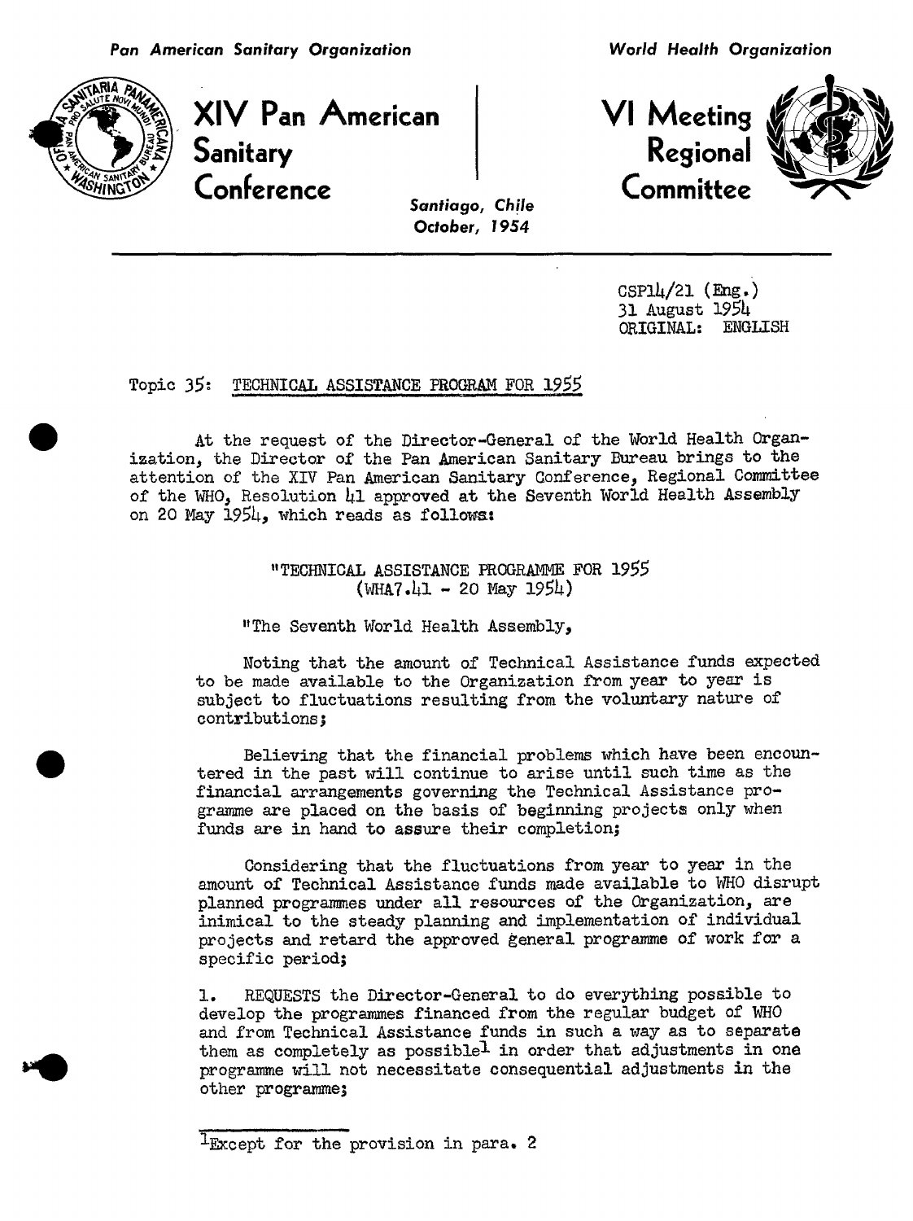*Pan American Sanitary Organization*

*World Health Organization*

# XIV Pan American Sanitary Conference

# VI Meeting Regional Committee

*Santiago, Chile*
*October, 1954*

CSP14/21 (Eng.)
31 August 1954
ORIGINAL: ENGLISH

Topic 35: TECHNICAL ASSISTANCE PROGRAM FOR 1955

At the request of the Director-General of the World Health Organization, the Director of the Pan American Sanitary Bureau brings to the attention of the XIV Pan American Sanitary Conference, Regional Committee of the WHO, Resolution 41 approved at the Seventh World Health Assembly on 20 May 1954, which reads as follows:

"TECHNICAL ASSISTANCE PROGRAMME FOR 1955
(WHA7.41 - 20 May 1954)

"The Seventh World Health Assembly,

Noting that the amount of Technical Assistance funds expected to be made available to the Organization from year to year is subject to fluctuations resulting from the voluntary nature of contributions;

Believing that the financial problems which have been encountered in the past will continue to arise until such time as the financial arrangements governing the Technical Assistance programme are placed on the basis of beginning projects only when funds are in hand to assure their completion;

Considering that the fluctuations from year to year in the amount of Technical Assistance funds made available to WHO disrupt planned programmes under all resources of the Organization, are inimical to the steady planning and implementation of individual projects and retard the approved general programme of work for a specific period;

1. REQUESTS the Director-General to do everything possible to develop the programmes financed from the regular budget of WHO and from Technical Assistance funds in such a way as to separate them as completely as possible[1] in order that adjustments in one programme will not necessitate consequential adjustments in the other programme;

[1]Except for the provision in para. 2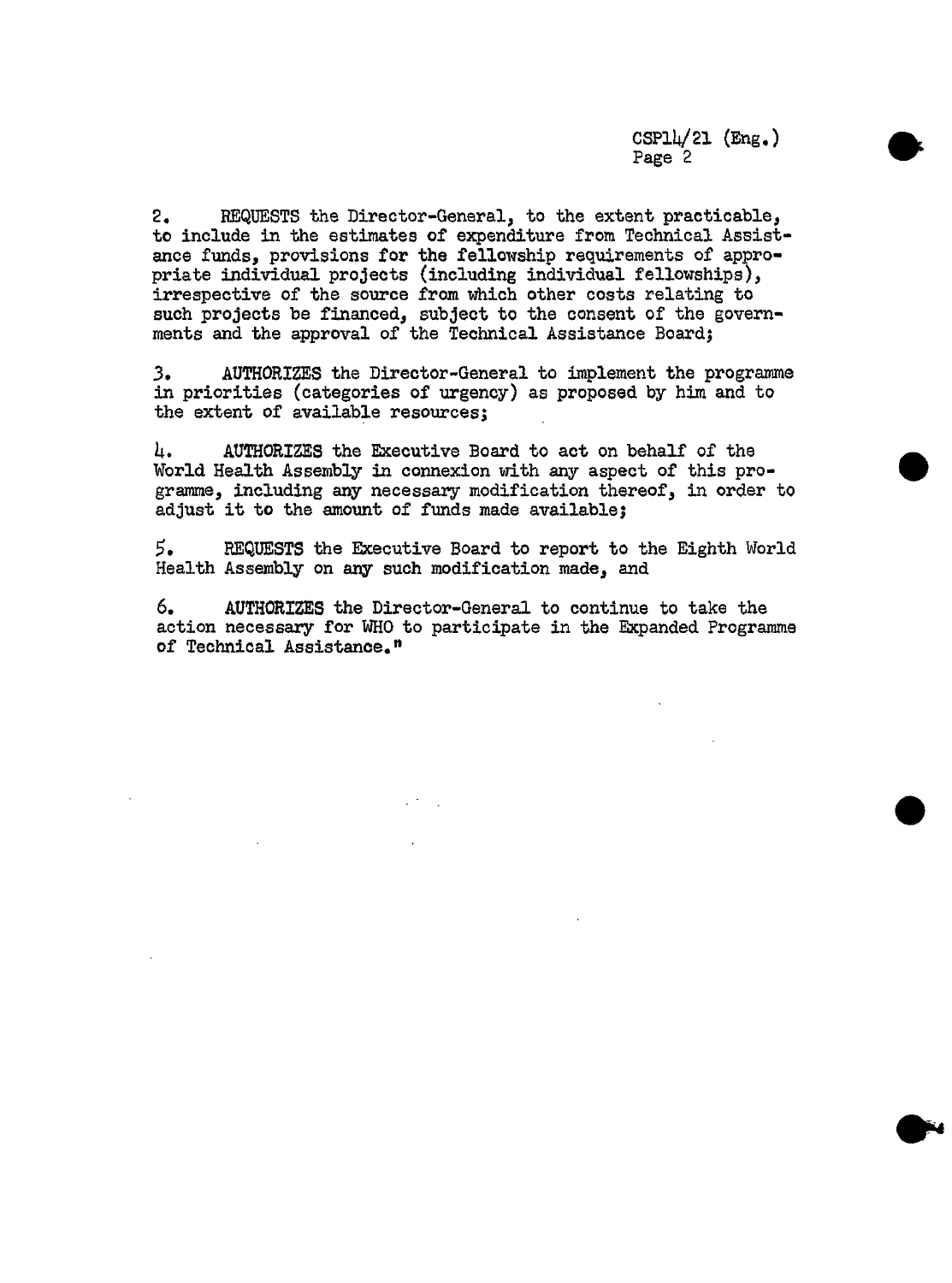2. REQUESTS the Director-General, to the extent practicable, to include in the estimates of expenditure from Technical Assistance funds, provisions for the fellowship requirements of appropriate individual projects (including individual fellowships), irrespective of the source from which other costs relating to such projects be financed, subject to the consent of the governments and the approval of the Technical Assistance Board;

3. AUTHORIZES the Director-General to implement the programme in priorities (categories of urgency) as proposed by him and to the extent of available resources;

4. AUTHORIZES the Executive Board to act on behalf of the World Health Assembly in connexion with any aspect of this programme, including any necessary modification thereof, in order to adjust it to the amount of funds made available;

5. REQUESTS the Executive Board to report to the Eighth World Health Assembly on any such modification made, and

6. AUTHORIZES the Director-General to continue to take the action necessary for WHO to participate in the Expanded Programme of Technical Assistance."